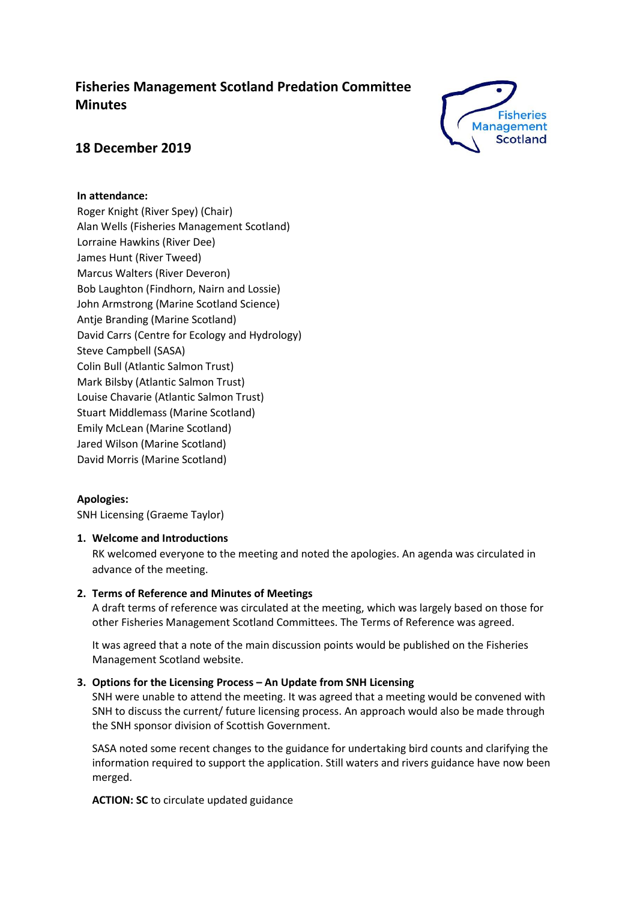# Fisheries Management Scotland Predation Committee Minutes

## 18 December 2019

**In attendance:**

Roger Knight (River Spey) (Chair)
Alan Wells (Fisheries Management Scotland)
Lorraine Hawkins (River Dee)
James Hunt (River Tweed)
Marcus Walters (River Deveron)
Bob Laughton (Findhorn, Nairn and Lossie)
John Armstrong (Marine Scotland Science)
Antje Branding (Marine Scotland)
David Carrs (Centre for Ecology and Hydrology)
Steve Campbell (SASA)
Colin Bull (Atlantic Salmon Trust)
Mark Bilsby (Atlantic Salmon Trust)
Louise Chavarie (Atlantic Salmon Trust)
Stuart Middlemass (Marine Scotland)
Emily McLean (Marine Scotland)
Jared Wilson (Marine Scotland)
David Morris (Marine Scotland)

**Apologies:**

SNH Licensing (Graeme Taylor)

1. **Welcome and Introductions**

   RK welcomed everyone to the meeting and noted the apologies. An agenda was circulated in advance of the meeting.

2. **Terms of Reference and Minutes of Meetings**

   A draft terms of reference was circulated at the meeting, which was largely based on those for other Fisheries Management Scotland Committees. The Terms of Reference was agreed.

   It was agreed that a note of the main discussion points would be published on the Fisheries Management Scotland website.

3. **Options for the Licensing Process – An Update from SNH Licensing**

   SNH were unable to attend the meeting. It was agreed that a meeting would be convened with SNH to discuss the current/ future licensing process. An approach would also be made through the SNH sponsor division of Scottish Government.

   SASA noted some recent changes to the guidance for undertaking bird counts and clarifying the information required to support the application. Still waters and rivers guidance have now been merged.

   **ACTION: SC** to circulate updated guidance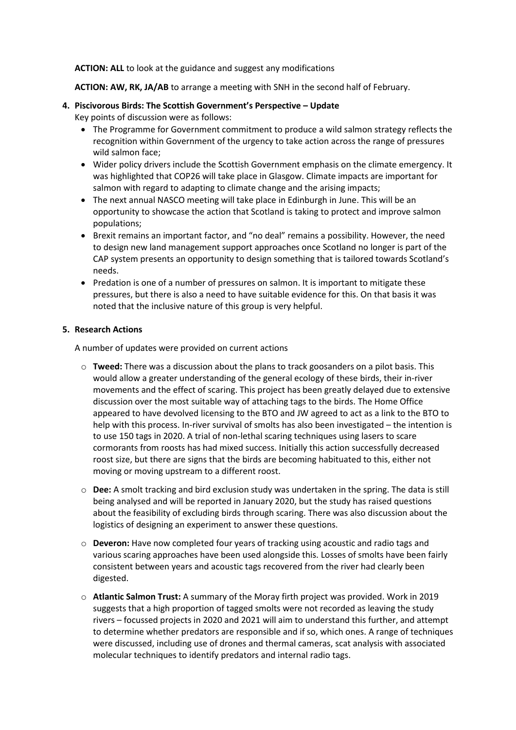**ACTION: ALL** to look at the guidance and suggest any modifications

**ACTION: AW, RK, JA/AB** to arrange a meeting with SNH in the second half of February.

## 4. Piscivorous Birds: The Scottish Government's Perspective – Update

Key points of discussion were as follows:

- The Programme for Government commitment to produce a wild salmon strategy reflects the recognition within Government of the urgency to take action across the range of pressures wild salmon face;
- Wider policy drivers include the Scottish Government emphasis on the climate emergency. It was highlighted that COP26 will take place in Glasgow. Climate impacts are important for salmon with regard to adapting to climate change and the arising impacts;
- The next annual NASCO meeting will take place in Edinburgh in June. This will be an opportunity to showcase the action that Scotland is taking to protect and improve salmon populations;
- Brexit remains an important factor, and "no deal" remains a possibility. However, the need to design new land management support approaches once Scotland no longer is part of the CAP system presents an opportunity to design something that is tailored towards Scotland's needs.
- Predation is one of a number of pressures on salmon. It is important to mitigate these pressures, but there is also a need to have suitable evidence for this. On that basis it was noted that the inclusive nature of this group is very helpful.

## 5. Research Actions

A number of updates were provided on current actions

- **Tweed:** There was a discussion about the plans to track goosanders on a pilot basis. This would allow a greater understanding of the general ecology of these birds, their in-river movements and the effect of scaring. This project has been greatly delayed due to extensive discussion over the most suitable way of attaching tags to the birds. The Home Office appeared to have devolved licensing to the BTO and JW agreed to act as a link to the BTO to help with this process. In-river survival of smolts has also been investigated – the intention is to use 150 tags in 2020. A trial of non-lethal scaring techniques using lasers to scare cormorants from roosts has had mixed success. Initially this action successfully decreased roost size, but there are signs that the birds are becoming habituated to this, either not moving or moving upstream to a different roost.

- **Dee:** A smolt tracking and bird exclusion study was undertaken in the spring. The data is still being analysed and will be reported in January 2020, but the study has raised questions about the feasibility of excluding birds through scaring. There was also discussion about the logistics of designing an experiment to answer these questions.

- **Deveron:** Have now completed four years of tracking using acoustic and radio tags and various scaring approaches have been used alongside this. Losses of smolts have been fairly consistent between years and acoustic tags recovered from the river had clearly been digested.

- **Atlantic Salmon Trust:** A summary of the Moray firth project was provided. Work in 2019 suggests that a high proportion of tagged smolts were not recorded as leaving the study rivers – focussed projects in 2020 and 2021 will aim to understand this further, and attempt to determine whether predators are responsible and if so, which ones. A range of techniques were discussed, including use of drones and thermal cameras, scat analysis with associated molecular techniques to identify predators and internal radio tags.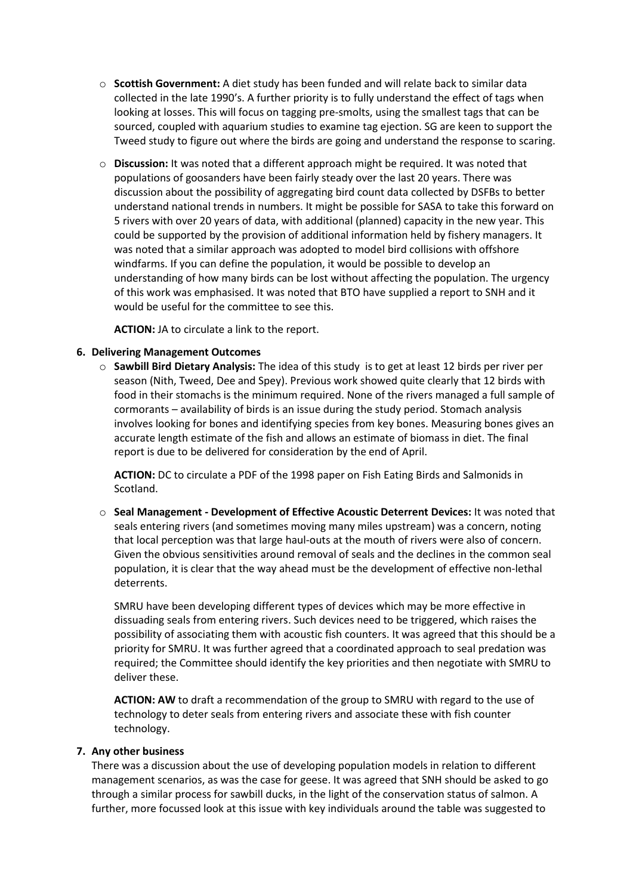- **Scottish Government:** A diet study has been funded and will relate back to similar data collected in the late 1990's. A further priority is to fully understand the effect of tags when looking at losses. This will focus on tagging pre-smolts, using the smallest tags that can be sourced, coupled with aquarium studies to examine tag ejection. SG are keen to support the Tweed study to figure out where the birds are going and understand the response to scaring.

- **Discussion:** It was noted that a different approach might be required. It was noted that populations of goosanders have been fairly steady over the last 20 years. There was discussion about the possibility of aggregating bird count data collected by DSFBs to better understand national trends in numbers. It might be possible for SASA to take this forward on 5 rivers with over 20 years of data, with additional (planned) capacity in the new year. This could be supported by the provision of additional information held by fishery managers. It was noted that a similar approach was adopted to model bird collisions with offshore windfarms. If you can define the population, it would be possible to develop an understanding of how many birds can be lost without affecting the population. The urgency of this work was emphasised. It was noted that BTO have supplied a report to SNH and it would be useful for the committee to see this.

  **ACTION:** JA to circulate a link to the report.

**6. Delivering Management Outcomes**

- **Sawbill Bird Dietary Analysis:** The idea of this study is to get at least 12 birds per river per season (Nith, Tweed, Dee and Spey). Previous work showed quite clearly that 12 birds with food in their stomachs is the minimum required. None of the rivers managed a full sample of cormorants – availability of birds is an issue during the study period. Stomach analysis involves looking for bones and identifying species from key bones. Measuring bones gives an accurate length estimate of the fish and allows an estimate of biomass in diet. The final report is due to be delivered for consideration by the end of April.

  **ACTION:** DC to circulate a PDF of the 1998 paper on Fish Eating Birds and Salmonids in Scotland.

- **Seal Management - Development of Effective Acoustic Deterrent Devices:** It was noted that seals entering rivers (and sometimes moving many miles upstream) was a concern, noting that local perception was that large haul-outs at the mouth of rivers were also of concern. Given the obvious sensitivities around removal of seals and the declines in the common seal population, it is clear that the way ahead must be the development of effective non-lethal deterrents.

  SMRU have been developing different types of devices which may be more effective in dissuading seals from entering rivers. Such devices need to be triggered, which raises the possibility of associating them with acoustic fish counters. It was agreed that this should be a priority for SMRU. It was further agreed that a coordinated approach to seal predation was required; the Committee should identify the key priorities and then negotiate with SMRU to deliver these.

  **ACTION: AW** to draft a recommendation of the group to SMRU with regard to the use of technology to deter seals from entering rivers and associate these with fish counter technology.

**7. Any other business**

There was a discussion about the use of developing population models in relation to different management scenarios, as was the case for geese. It was agreed that SNH should be asked to go through a similar process for sawbill ducks, in the light of the conservation status of salmon. A further, more focussed look at this issue with key individuals around the table was suggested to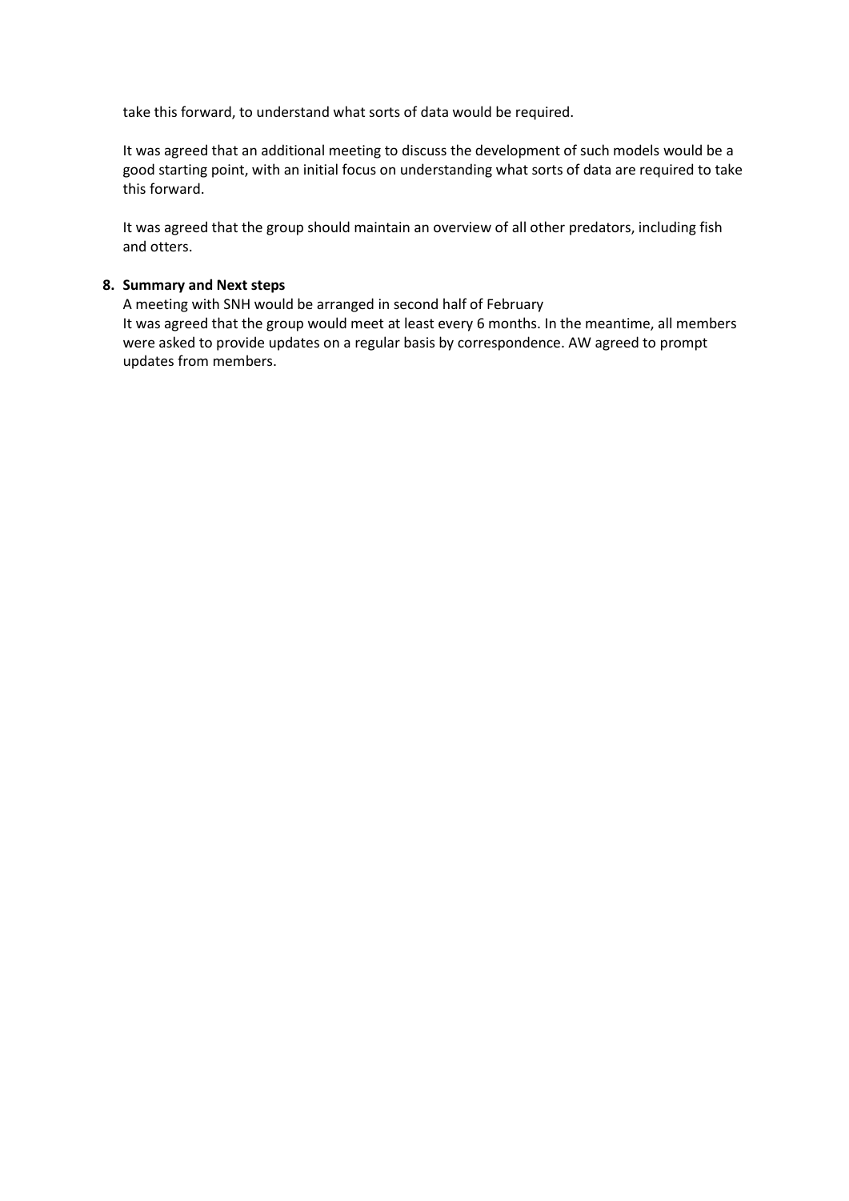take this forward, to understand what sorts of data would be required.

It was agreed that an additional meeting to discuss the development of such models would be a good starting point, with an initial focus on understanding what sorts of data are required to take this forward.

It was agreed that the group should maintain an overview of all other predators, including fish and otters.

**8. Summary and Next steps**

A meeting with SNH would be arranged in second half of February
It was agreed that the group would meet at least every 6 months. In the meantime, all members were asked to provide updates on a regular basis by correspondence. AW agreed to prompt updates from members.